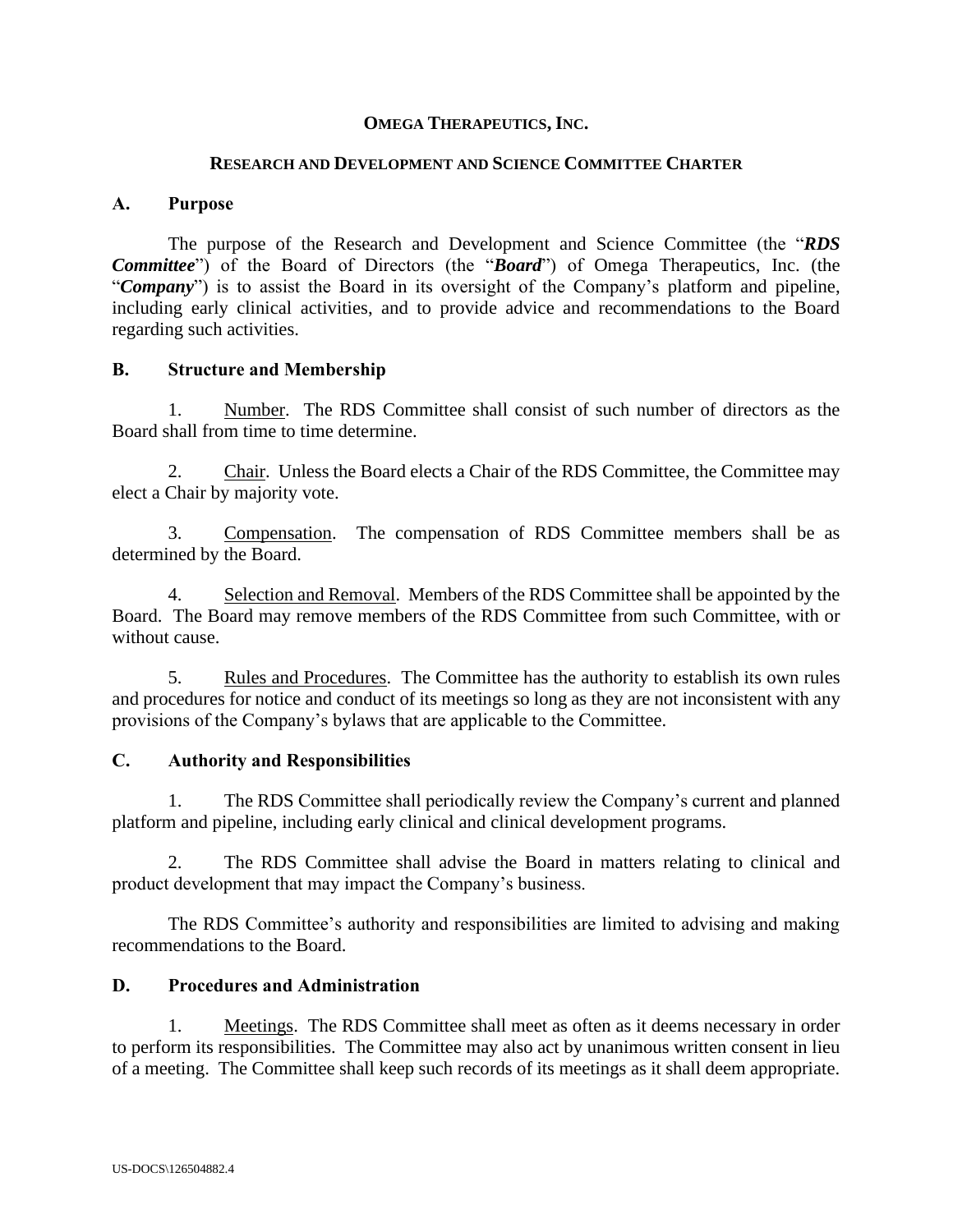# OMEGA THERAPEUTICS, INC.

## RESEARCH AND DEVELOPMENT AND SCIENCE COMMITTEE CHARTER

### A. Purpose

The purpose of the Research and Development and Science Committee (the "***RDS Committee***") of the Board of Directors (the "***Board***") of Omega Therapeutics, Inc. (the "***Company***") is to assist the Board in its oversight of the Company's platform and pipeline, including early clinical activities, and to provide advice and recommendations to the Board regarding such activities.

### B. Structure and Membership

1. Number. The RDS Committee shall consist of such number of directors as the Board shall from time to time determine.

2. Chair. Unless the Board elects a Chair of the RDS Committee, the Committee may elect a Chair by majority vote.

3. Compensation. The compensation of RDS Committee members shall be as determined by the Board.

4. Selection and Removal. Members of the RDS Committee shall be appointed by the Board. The Board may remove members of the RDS Committee from such Committee, with or without cause.

5. Rules and Procedures. The Committee has the authority to establish its own rules and procedures for notice and conduct of its meetings so long as they are not inconsistent with any provisions of the Company's bylaws that are applicable to the Committee.

### C. Authority and Responsibilities

1. The RDS Committee shall periodically review the Company's current and planned platform and pipeline, including early clinical and clinical development programs.

2. The RDS Committee shall advise the Board in matters relating to clinical and product development that may impact the Company's business.

The RDS Committee's authority and responsibilities are limited to advising and making recommendations to the Board.

### D. Procedures and Administration

1. Meetings. The RDS Committee shall meet as often as it deems necessary in order to perform its responsibilities. The Committee may also act by unanimous written consent in lieu of a meeting. The Committee shall keep such records of its meetings as it shall deem appropriate.

US-DOCS\126504882.4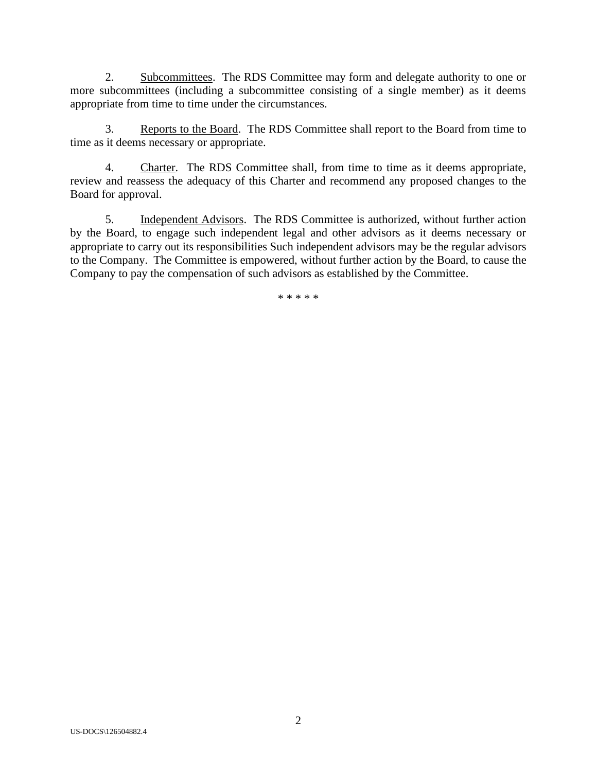2. Subcommittees. The RDS Committee may form and delegate authority to one or more subcommittees (including a subcommittee consisting of a single member) as it deems appropriate from time to time under the circumstances.

3. Reports to the Board. The RDS Committee shall report to the Board from time to time as it deems necessary or appropriate.

4. Charter. The RDS Committee shall, from time to time as it deems appropriate, review and reassess the adequacy of this Charter and recommend any proposed changes to the Board for approval.

5. Independent Advisors. The RDS Committee is authorized, without further action by the Board, to engage such independent legal and other advisors as it deems necessary or appropriate to carry out its responsibilities Such independent advisors may be the regular advisors to the Company. The Committee is empowered, without further action by the Board, to cause the Company to pay the compensation of such advisors as established by the Committee.

* * * * *

US-DOCS\126504882.4